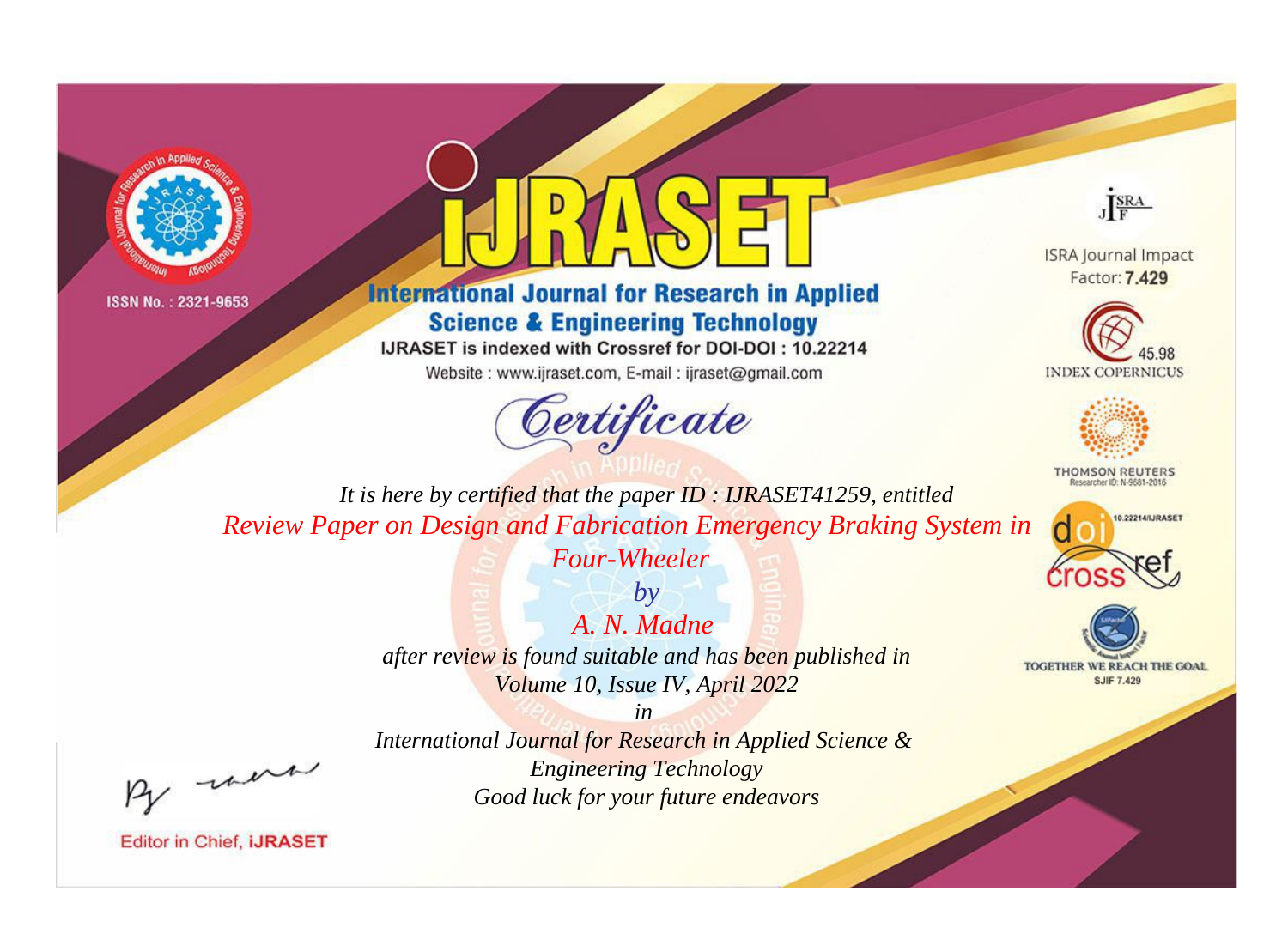ISSN No. : 2321-9653

# IJRASET

## International Journal for Research in Applied Science & Engineering Technology

IJRASET is indexed with Crossref for DOI-DOI : 10.22214

Website : www.ijraset.com, E-mail : ijraset@gmail.com

ISRA Journal Impact Factor: **7.429**

45.98 INDEX COPERNICUS

THOMSON REUTERS Researcher ID: N-9681-2016

10.22214/IJRASET

TOGETHER WE REACH THE GOAL SJIF 7.429

## Certificate

*It is here by certified that the paper ID : IJRASET41259, entitled*

*Review Paper on Design and Fabrication Emergency Braking System in Four-Wheeler*

*by*

*A. N. Madne*

*after review is found suitable and has been published in*

*Volume 10, Issue IV, April 2022*

*in*

*International Journal for Research in Applied Science & Engineering Technology*

*Good luck for your future endeavors*

Editor in Chief, iJRASET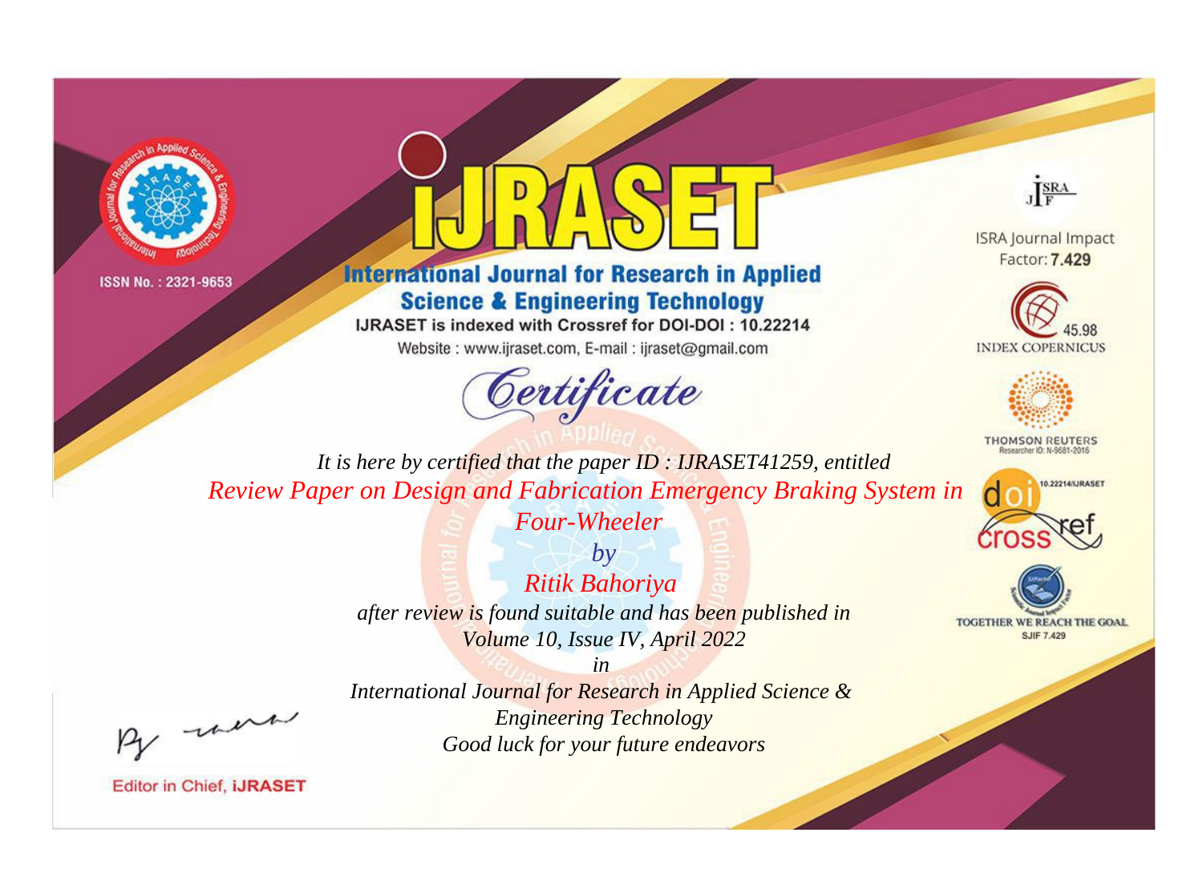ISSN No. : 2321-9653

# iJRASET

## International Journal for Research in Applied Science & Engineering Technology

IJRASET is indexed with Crossref for DOI-DOI : 10.22214

Website : www.ijraset.com, E-mail : ijraset@gmail.com

ISRA Journal Impact Factor: **7.429**

45.98 INDEX COPERNICUS

THOMSON REUTERS Researcher ID: N-9681-2016

10.22214/IJRASET

TOGETHER WE REACH THE GOAL SJIF 7.429

# *Certificate*

*It is here by certified that the paper ID : IJRASET41259, entitled*

*Review Paper on Design and Fabrication Emergency Braking System in Four-Wheeler*

*by*

*Ritik Bahoriya*

*after review is found suitable and has been published in*

*Volume 10, Issue IV, April 2022*

*in*

*International Journal for Research in Applied Science & Engineering Technology*

*Good luck for your future endeavors*

Editor in Chief, **iJRASET**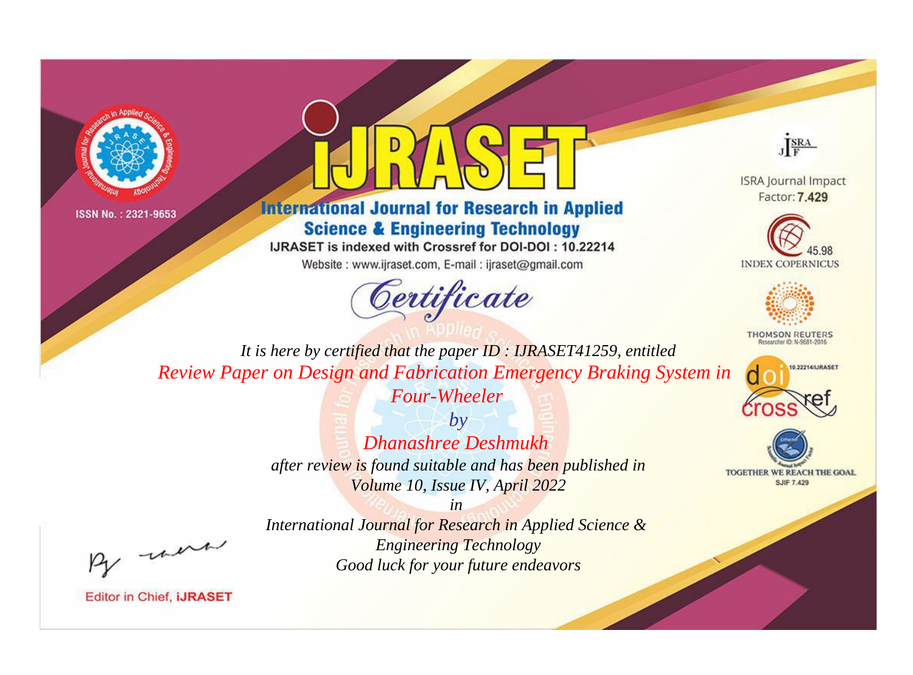ISSN No. : 2321-9653

# iJRASET

## International Journal for Research in Applied Science & Engineering Technology

IJRASET is indexed with Crossref for DOI-DOI : 10.22214

Website : www.ijraset.com, E-mail : ijraset@gmail.com

ISRA Journal Impact Factor: **7.429**

45.98 INDEX COPERNICUS

THOMSON REUTERS Researcher ID: N-9681-2016

10.22214/IJRASET

TOGETHER WE REACH THE GOAL SJIF 7.429

# *Certificate*

*It is here by certified that the paper ID : IJRASET41259, entitled*

*Review Paper on Design and Fabrication Emergency Braking System in Four-Wheeler*

*by*

*Dhanashree Deshmukh*

*after review is found suitable and has been published in*

*Volume 10, Issue IV, April 2022*

*in*

*International Journal for Research in Applied Science & Engineering Technology*

*Good luck for your future endeavors*

Editor in Chief, **iJRASET**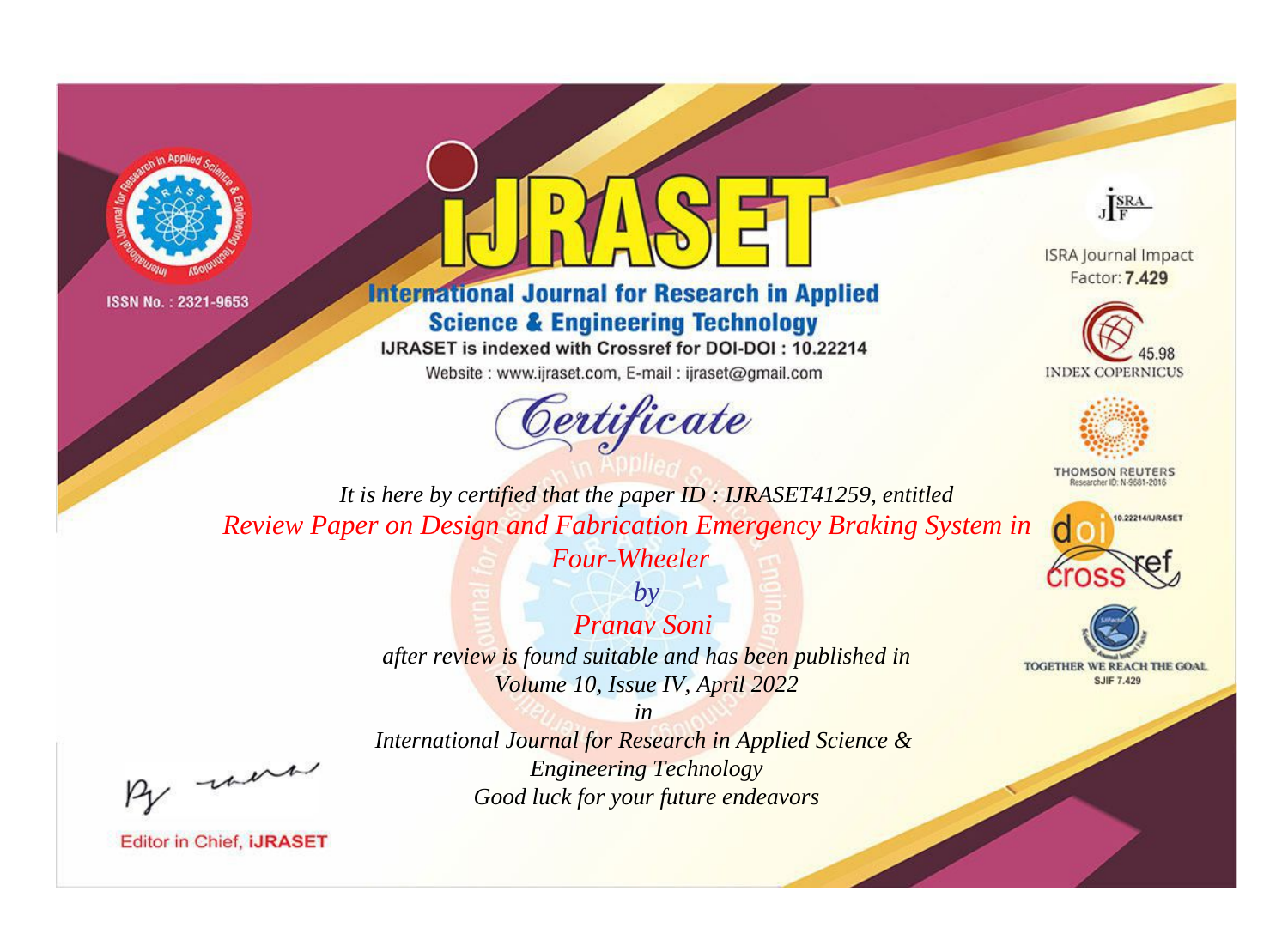ISSN No. : 2321-9653

# IJRASET

## International Journal for Research in Applied Science & Engineering Technology

IJRASET is indexed with Crossref for DOI-DOI : 10.22214

Website : www.ijraset.com, E-mail : ijraset@gmail.com

ISRA Journal Impact Factor: **7.429**

45.98 INDEX COPERNICUS

THOMSON REUTERS Researcher ID: N-9681-2016

10.22214/IJRASET

TOGETHER WE REACH THE GOAL SJIF 7.429

*Certificate*

*It is here by certified that the paper ID : IJRASET41259, entitled*

*Review Paper on Design and Fabrication Emergency Braking System in Four-Wheeler*

*by*

*Pranav Soni*

*after review is found suitable and has been published in*

*Volume 10, Issue IV, April 2022*

*in*

*International Journal for Research in Applied Science & Engineering Technology*

*Good luck for your future endeavors*

Editor in Chief, **iJRASET**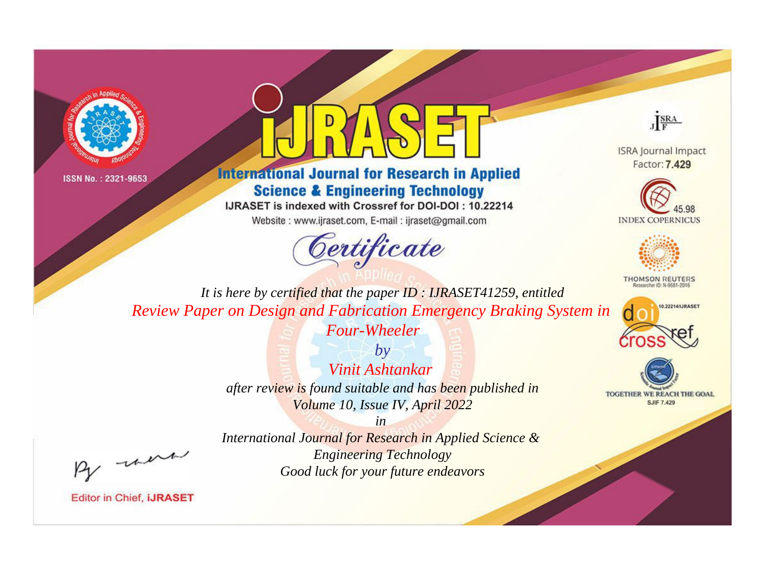ISSN No. : 2321-9653

# International Journal for Research in Applied Science & Engineering Technology

IJRASET is indexed with Crossref for DOI-DOI : 10.22214

Website : www.ijraset.com, E-mail : ijraset@gmail.com

## Certificate

*It is here by certified that the paper ID : IJRASET41259, entitled*

*Review Paper on Design and Fabrication Emergency Braking System in Four-Wheeler*

*by*

*Vinit Ashtankar*

*after review is found suitable and has been published in*

*Volume 10, Issue IV, April 2022*

*in*

*International Journal for Research in Applied Science & Engineering Technology*

*Good luck for your future endeavors*

ISRA Journal Impact Factor: **7.429**

45.98 INDEX COPERNICUS

THOMSON REUTERS Researcher ID: N-9681-2016

10.22214/IJRASET

TOGETHER WE REACH THE GOAL SJIF 7.429

Editor in Chief, **iJRASET**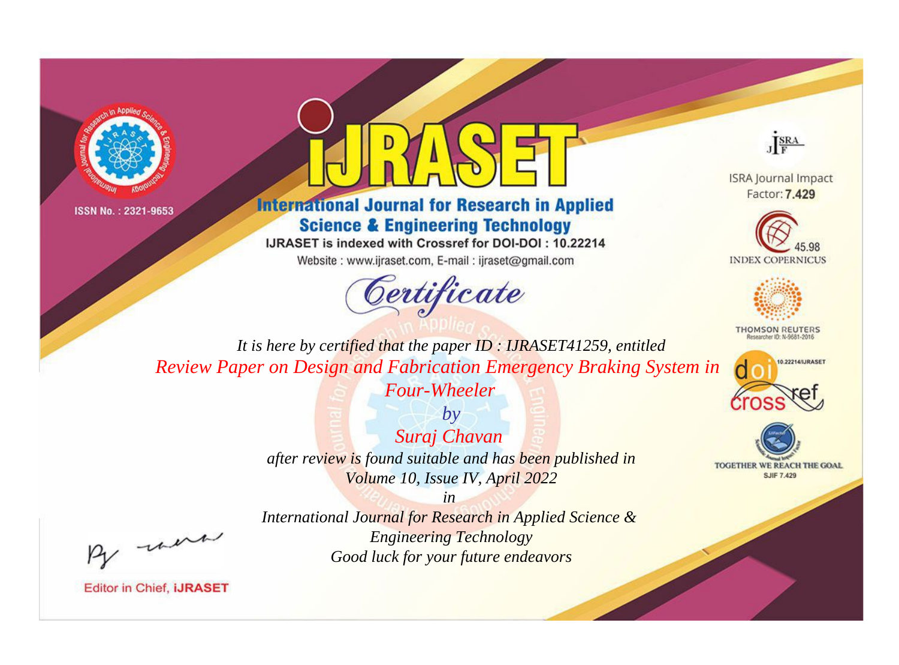ISSN No. : 2321-9653

# iJRASET

## International Journal for Research in Applied Science & Engineering Technology

IJRASET is indexed with Crossref for DOI-DOI : 10.22214

Website : www.ijraset.com, E-mail : ijraset@gmail.com

ISRA Journal Impact Factor: **7.429**

45.98 INDEX COPERNICUS

THOMSON REUTERS Researcher ID: N-9681-2016

10.22214/IJRASET

TOGETHER WE REACH THE GOAL SJIF 7.429

## *Certificate*

*It is here by certified that the paper ID : IJRASET41259, entitled*

*Review Paper on Design and Fabrication Emergency Braking System in Four-Wheeler*

*by*

*Suraj Chavan*

*after review is found suitable and has been published in*

*Volume 10, Issue IV, April 2022*

*in*

*International Journal for Research in Applied Science & Engineering Technology*

*Good luck for your future endeavors*

Editor in Chief, **iJRASET**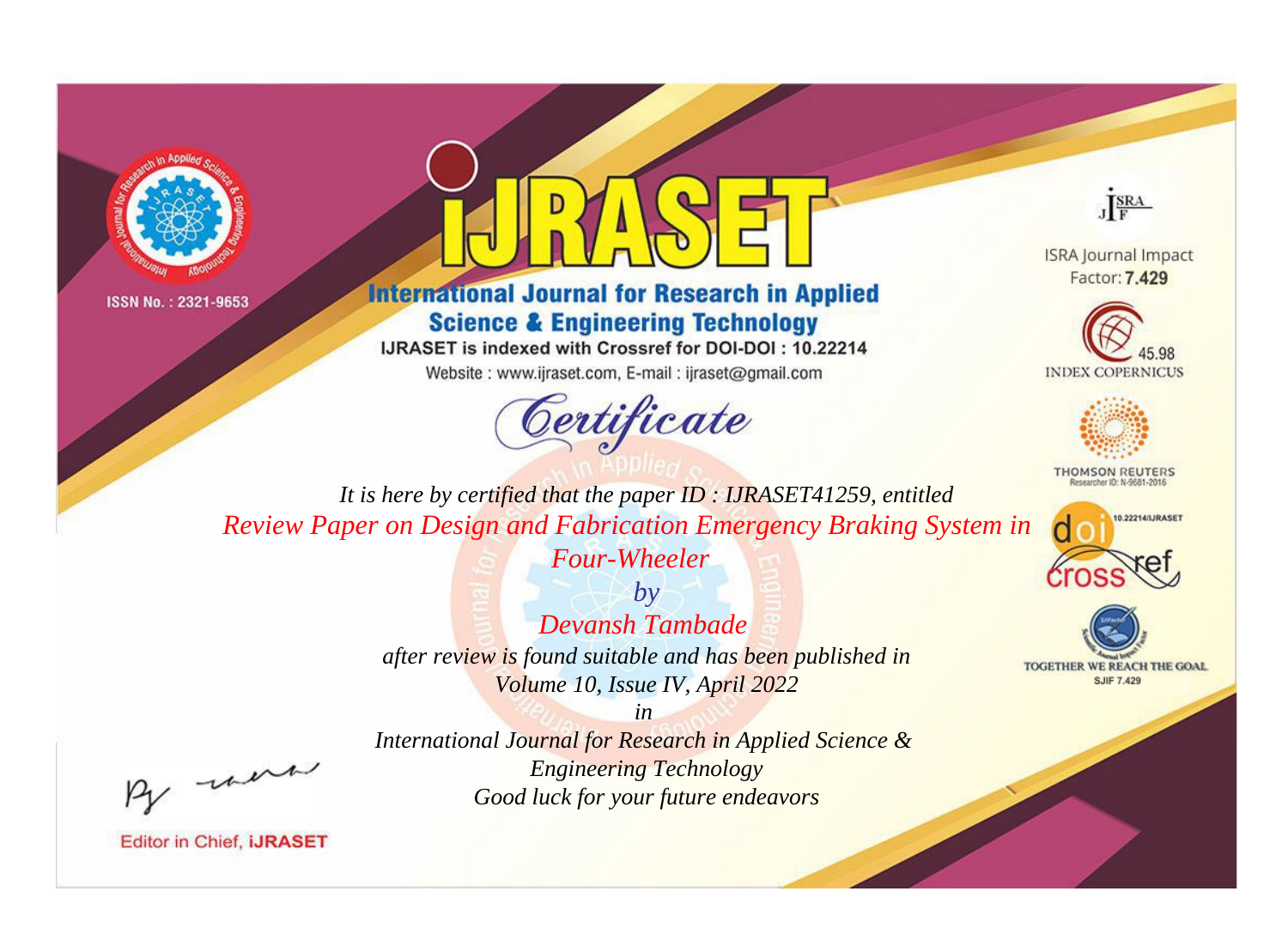ISSN No. : 2321-9653

# iJRASET

**International Journal for Research in Applied Science & Engineering Technology**

IJRASET is indexed with Crossref for DOI-DOI : 10.22214

Website : www.ijraset.com, E-mail : ijraset@gmail.com

## *Certificate*

*It is here by certified that the paper ID : IJRASET41259, entitled*

*Review Paper on Design and Fabrication Emergency Braking System in Four-Wheeler*

*by*

*Devansh Tambade*

*after review is found suitable and has been published in*

*Volume 10, Issue IV, April 2022*

*in*

*International Journal for Research in Applied Science & Engineering Technology*

*Good luck for your future endeavors*

ISRA Journal Impact Factor: **7.429**

45.98 INDEX COPERNICUS

THOMSON REUTERS Researcher ID: N-9681-2016

10.22214/IJRASET

TOGETHER WE REACH THE GOAL SJIF 7.429

Editor in Chief, **iJRASET**